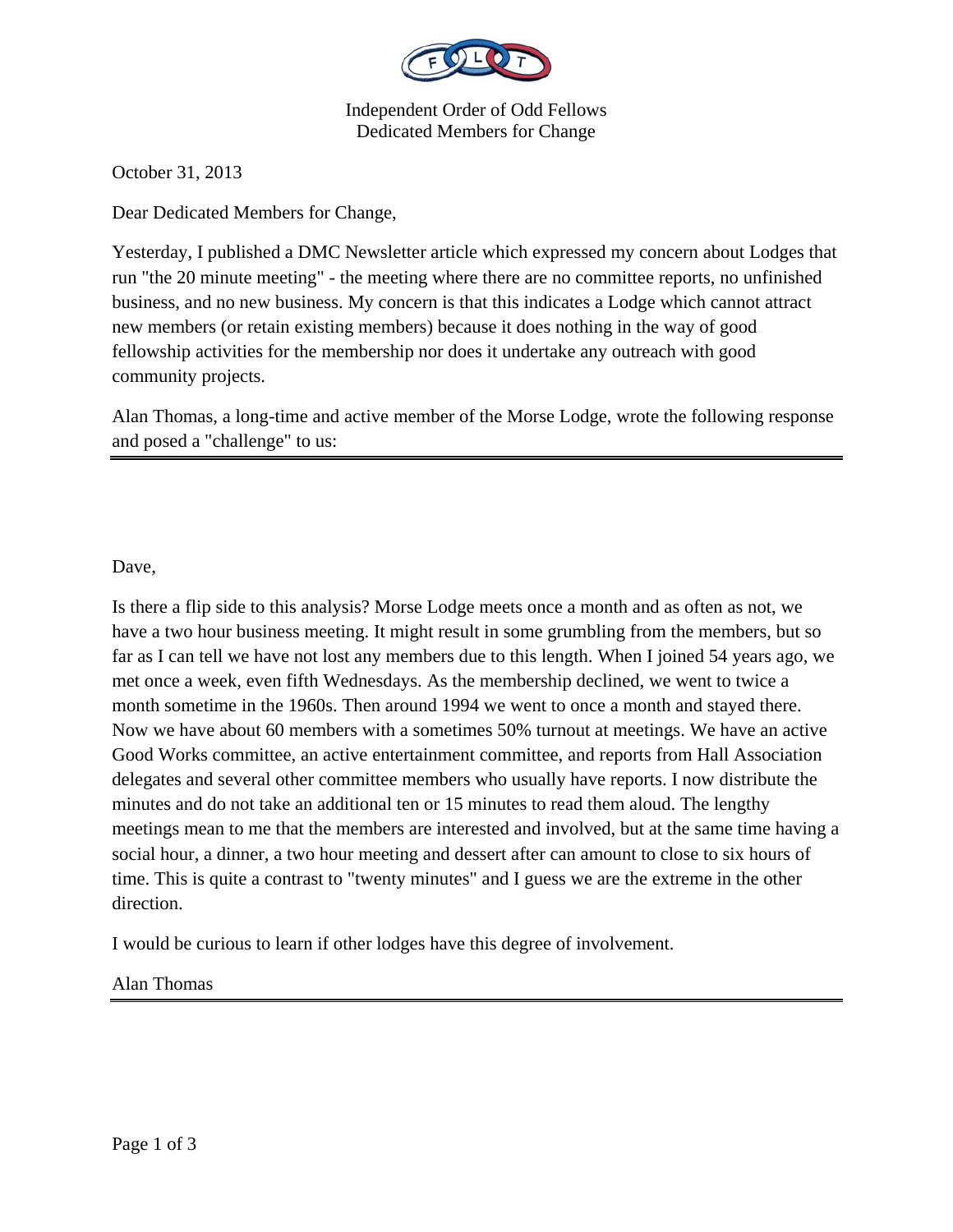Independent Order of Odd Fellows
Dedicated Members for Change

October 31, 2013

Dear Dedicated Members for Change,

Yesterday, I published a DMC Newsletter article which expressed my concern about Lodges that run "the 20 minute meeting" - the meeting where there are no committee reports, no unfinished business, and no new business. My concern is that this indicates a Lodge which cannot attract new members (or retain existing members) because it does nothing in the way of good fellowship activities for the membership nor does it undertake any outreach with good community projects.

Alan Thomas, a long-time and active member of the Morse Lodge, wrote the following response and posed a "challenge" to us:

---

Dave,

Is there a flip side to this analysis? Morse Lodge meets once a month and as often as not, we have a two hour business meeting. It might result in some grumbling from the members, but so far as I can tell we have not lost any members due to this length. When I joined 54 years ago, we met once a week, even fifth Wednesdays. As the membership declined, we went to twice a month sometime in the 1960s. Then around 1994 we went to once a month and stayed there. Now we have about 60 members with a sometimes 50% turnout at meetings. We have an active Good Works committee, an active entertainment committee, and reports from Hall Association delegates and several other committee members who usually have reports. I now distribute the minutes and do not take an additional ten or 15 minutes to read them aloud. The lengthy meetings mean to me that the members are interested and involved, but at the same time having a social hour, a dinner, a two hour meeting and dessert after can amount to close to six hours of time. This is quite a contrast to "twenty minutes" and I guess we are the extreme in the other direction.

I would be curious to learn if other lodges have this degree of involvement.

Alan Thomas

---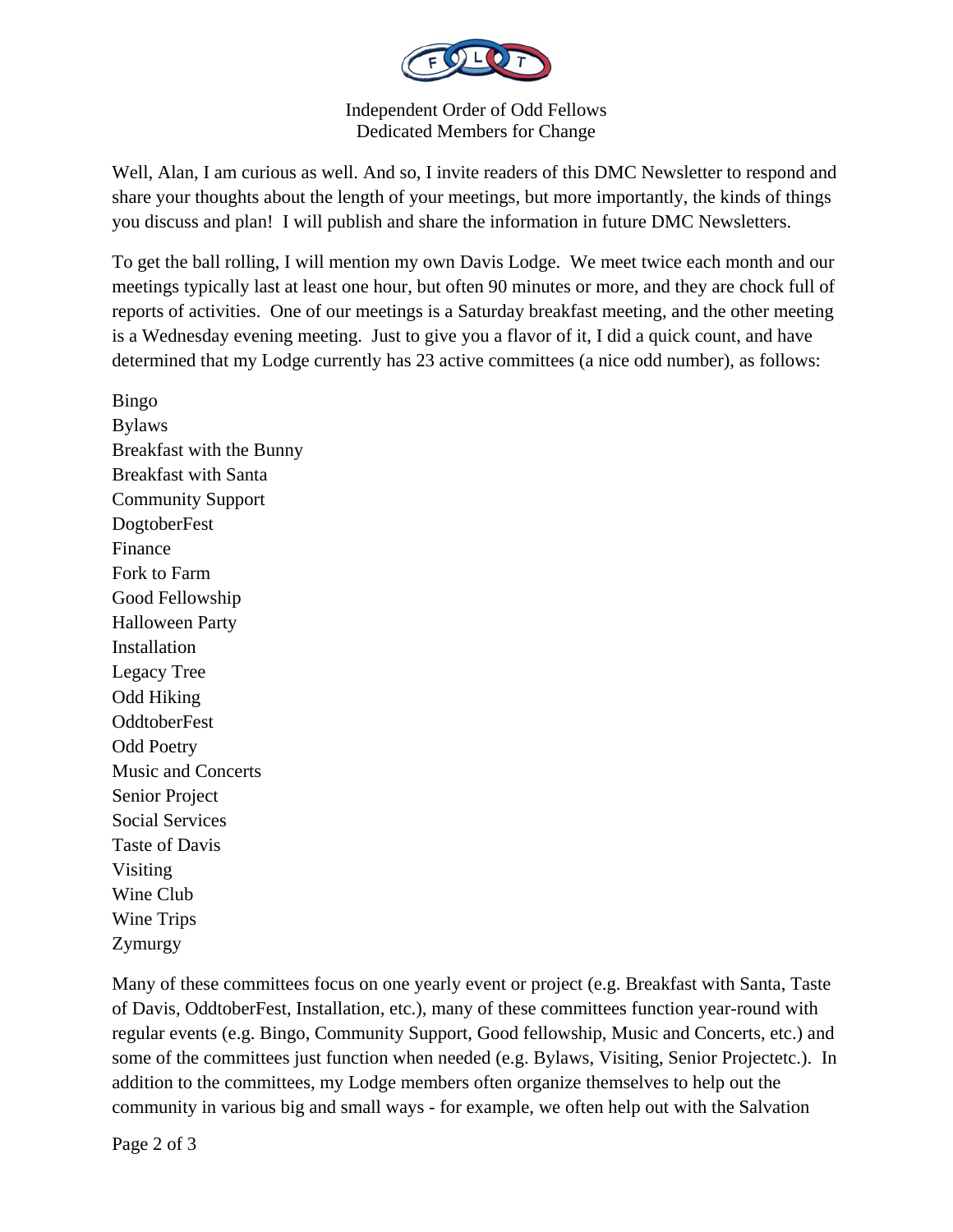Independent Order of Odd Fellows
Dedicated Members for Change

Well, Alan, I am curious as well. And so, I invite readers of this DMC Newsletter to respond and share your thoughts about the length of your meetings, but more importantly, the kinds of things you discuss and plan! I will publish and share the information in future DMC Newsletters.

To get the ball rolling, I will mention my own Davis Lodge. We meet twice each month and our meetings typically last at least one hour, but often 90 minutes or more, and they are chock full of reports of activities. One of our meetings is a Saturday breakfast meeting, and the other meeting is a Wednesday evening meeting. Just to give you a flavor of it, I did a quick count, and have determined that my Lodge currently has 23 active committees (a nice odd number), as follows:

Bingo
Bylaws
Breakfast with the Bunny
Breakfast with Santa
Community Support
DogtoberFest
Finance
Fork to Farm
Good Fellowship
Halloween Party
Installation
Legacy Tree
Odd Hiking
OddtoberFest
Odd Poetry
Music and Concerts
Senior Project
Social Services
Taste of Davis
Visiting
Wine Club
Wine Trips
Zymurgy

Many of these committees focus on one yearly event or project (e.g. Breakfast with Santa, Taste of Davis, OddtoberFest, Installation, etc.), many of these committees function year-round with regular events (e.g. Bingo, Community Support, Good fellowship, Music and Concerts, etc.) and some of the committees just function when needed (e.g. Bylaws, Visiting, Senior Projectetc.). In addition to the committees, my Lodge members often organize themselves to help out the community in various big and small ways - for example, we often help out with the Salvation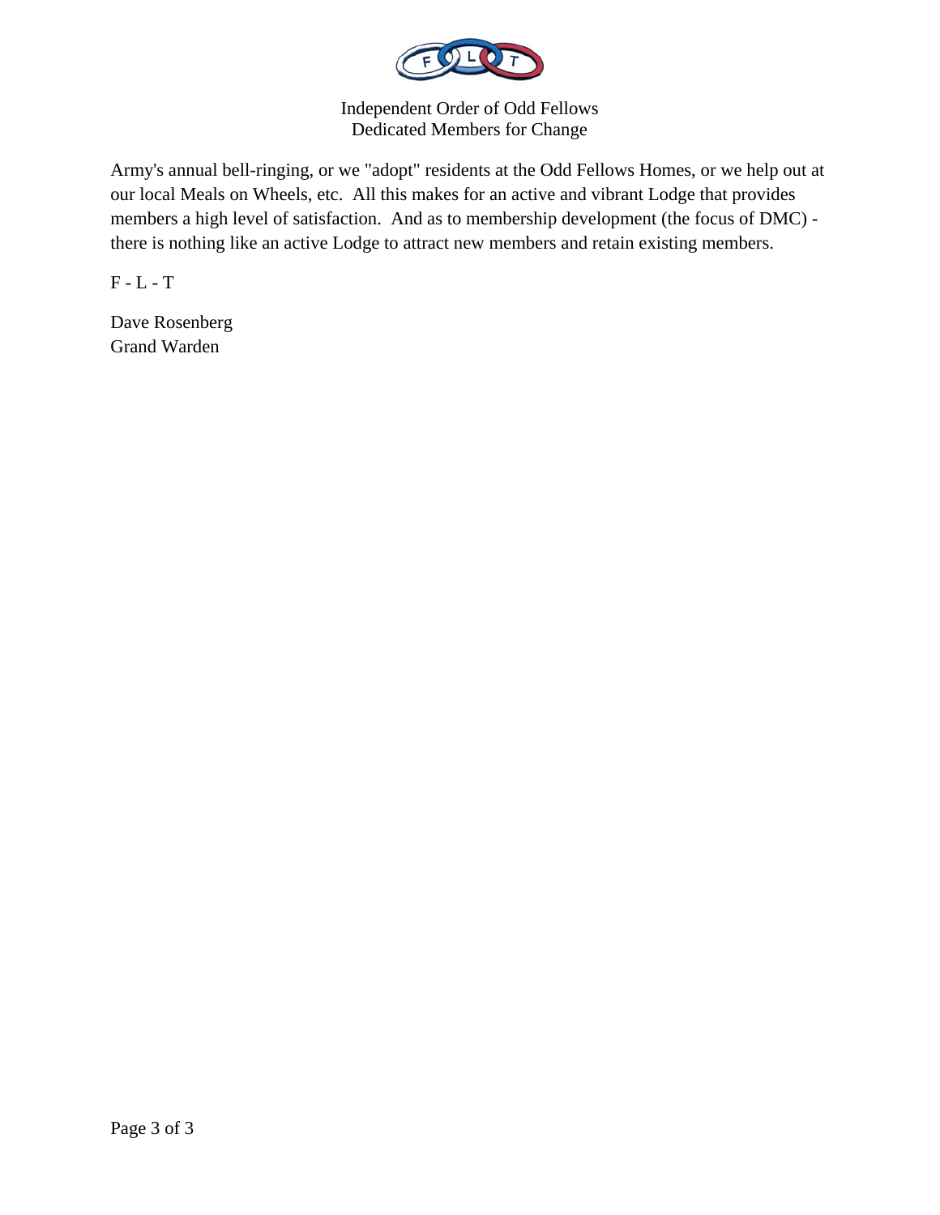Army's annual bell-ringing, or we "adopt" residents at the Odd Fellows Homes, or we help out at our local Meals on Wheels, etc.  All this makes for an active and vibrant Lodge that provides members a high level of satisfaction.  And as to membership development (the focus of DMC) - there is nothing like an active Lodge to attract new members and retain existing members.

F - L - T

Dave Rosenberg
Grand Warden